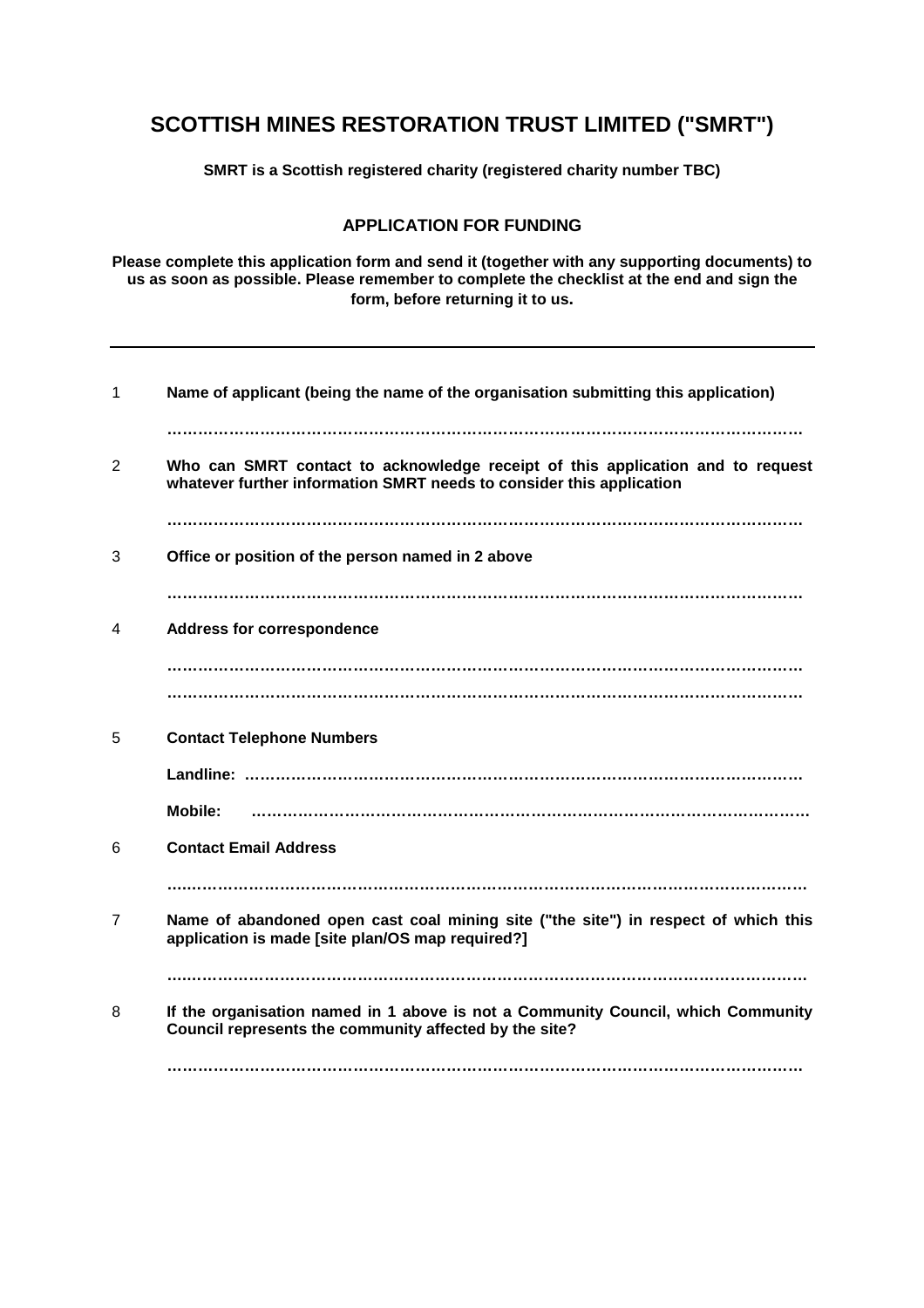# SCOTTISH MINES RESTORATION TRUST LIMITED ("SMRT")

**SMRT is a Scottish registered charity (registered charity number TBC)**

## APPLICATION FOR FUNDING

**Please complete this application form and send it (together with any supporting documents) to us as soon as possible. Please remember to complete the checklist at the end and sign the form, before returning it to us.**

---

1. **Name of applicant (being the name of the organisation submitting this application)**

   …………………………………………………………………………………………………………

2. **Who can SMRT contact to acknowledge receipt of this application and to request whatever further information SMRT needs to consider this application**

   …………………………………………………………………………………………………………

3. **Office or position of the person named in 2 above**

   …………………………………………………………………………………………………………

4. **Address for correspondence**

   …………………………………………………………………………………………………………

   …………………………………………………………………………………………………………

5. **Contact Telephone Numbers**

   **Landline:** ………………………………………………………………………………………………

   **Mobile:** ………………………………………………………………………………………………

6. **Contact Email Address**

   …………………………………………………………………………………………………………

7. **Name of abandoned open cast coal mining site ("the site") in respect of which this application is made [site plan/OS map required?]**

   …………………………………………………………………………………………………………

8. **If the organisation named in 1 above is not a Community Council, which Community Council represents the community affected by the site?**

   …………………………………………………………………………………………………………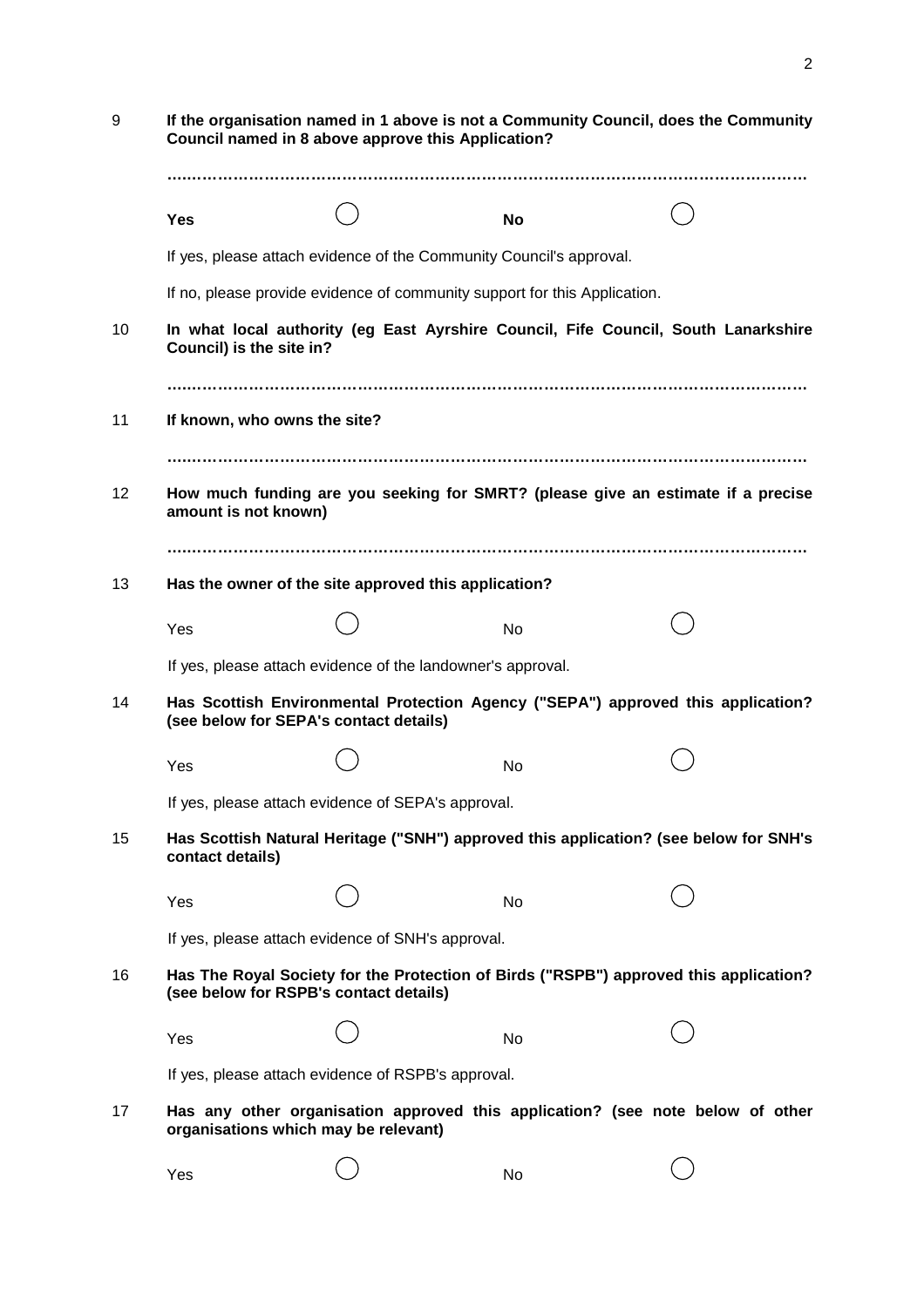9 **If the organisation named in 1 above is not a Community Council, does the Community Council named in 8 above approve this Application?**

………………………………………………………………………………………………………………

**Yes** ◯ **No** ◯

If yes, please attach evidence of the Community Council's approval.

If no, please provide evidence of community support for this Application.

10 **In what local authority (eg East Ayrshire Council, Fife Council, South Lanarkshire Council) is the site in?**

………………………………………………………………………………………………………………

11 **If known, who owns the site?**

………………………………………………………………………………………………………………

12 **How much funding are you seeking for SMRT? (please give an estimate if a precise amount is not known)**

………………………………………………………………………………………………………………

13 **Has the owner of the site approved this application?**

Yes ◯ No ◯

If yes, please attach evidence of the landowner's approval.

14 **Has Scottish Environmental Protection Agency ("SEPA") approved this application? (see below for SEPA's contact details)**

Yes ◯ No ◯

If yes, please attach evidence of SEPA's approval.

15 **Has Scottish Natural Heritage ("SNH") approved this application? (see below for SNH's contact details)**

Yes ◯ No ◯

If yes, please attach evidence of SNH's approval.

16 **Has The Royal Society for the Protection of Birds ("RSPB") approved this application? (see below for RSPB's contact details)**

Yes ◯ No ◯

If yes, please attach evidence of RSPB's approval.

17 **Has any other organisation approved this application? (see note below of other organisations which may be relevant)**

Yes ◯ No ◯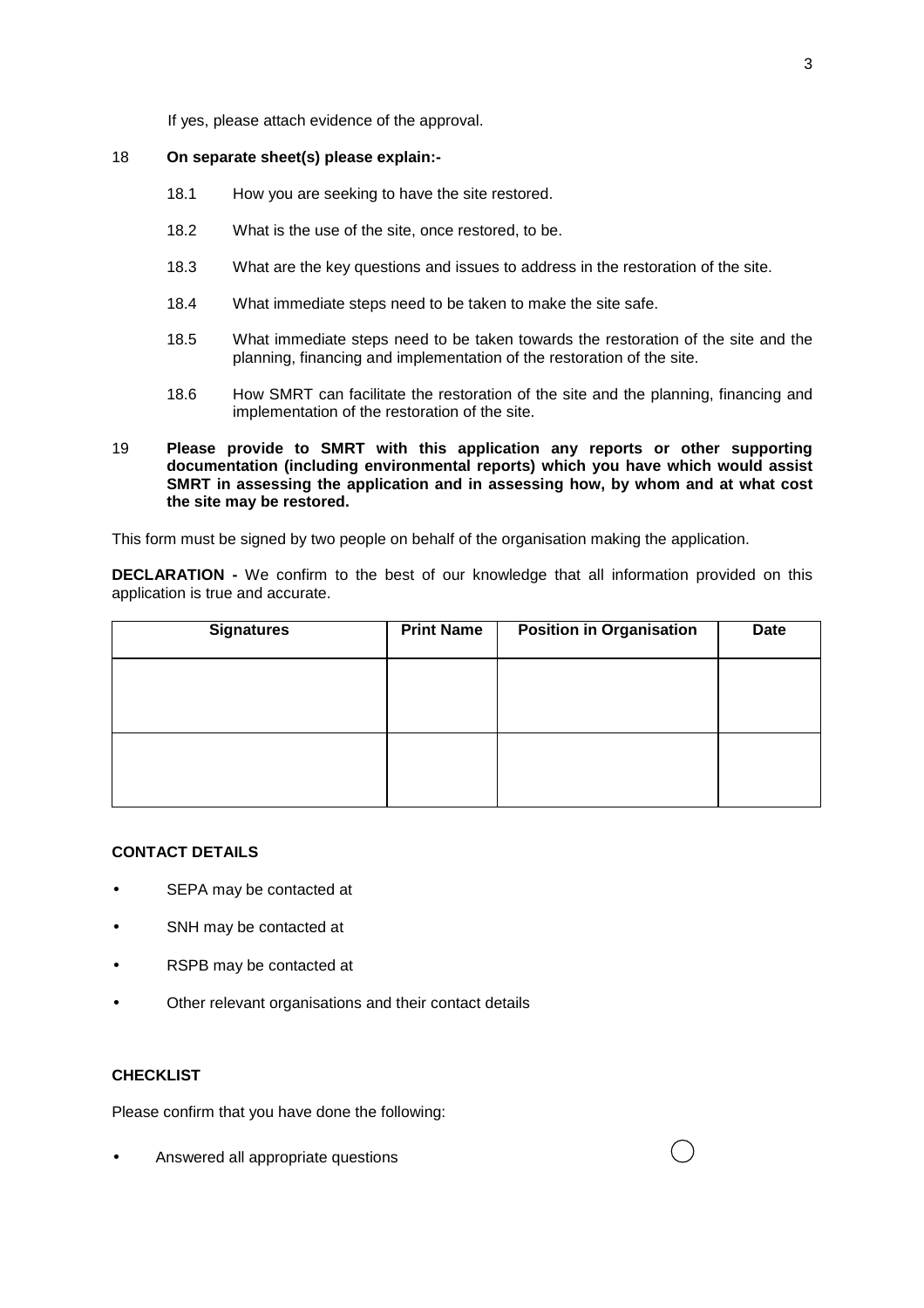If yes, please attach evidence of the approval.

18 **On separate sheet(s) please explain:-**

- 18.1 How you are seeking to have the site restored.
- 18.2 What is the use of the site, once restored, to be.
- 18.3 What are the key questions and issues to address in the restoration of the site.
- 18.4 What immediate steps need to be taken to make the site safe.
- 18.5 What immediate steps need to be taken towards the restoration of the site and the planning, financing and implementation of the restoration of the site.
- 18.6 How SMRT can facilitate the restoration of the site and the planning, financing and implementation of the restoration of the site.

19 **Please provide to SMRT with this application any reports or other supporting documentation (including environmental reports) which you have which would assist SMRT in assessing the application and in assessing how, by whom and at what cost the site may be restored.**

This form must be signed by two people on behalf of the organisation making the application.

**DECLARATION -** We confirm to the best of our knowledge that all information provided on this application is true and accurate.

| Signatures | Print Name | Position in Organisation | Date |
|---|---|---|---|
| | | | |
| | | | |

**CONTACT DETAILS**

- SEPA may be contacted at
- SNH may be contacted at
- RSPB may be contacted at
- Other relevant organisations and their contact details

**CHECKLIST**

Please confirm that you have done the following:

- Answered all appropriate questions ○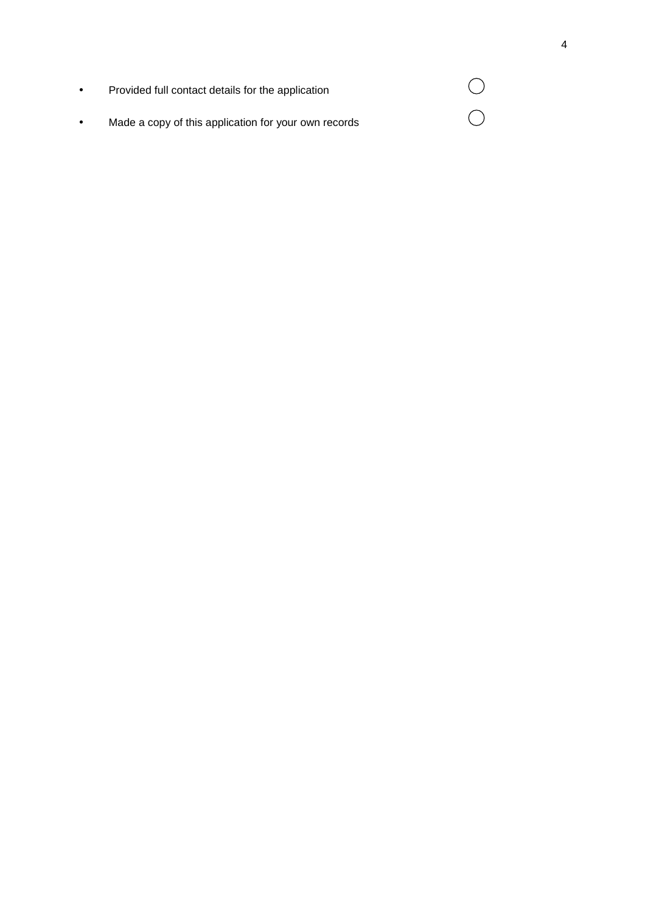- Provided full contact details for the application ◯
- Made a copy of this application for your own records ◯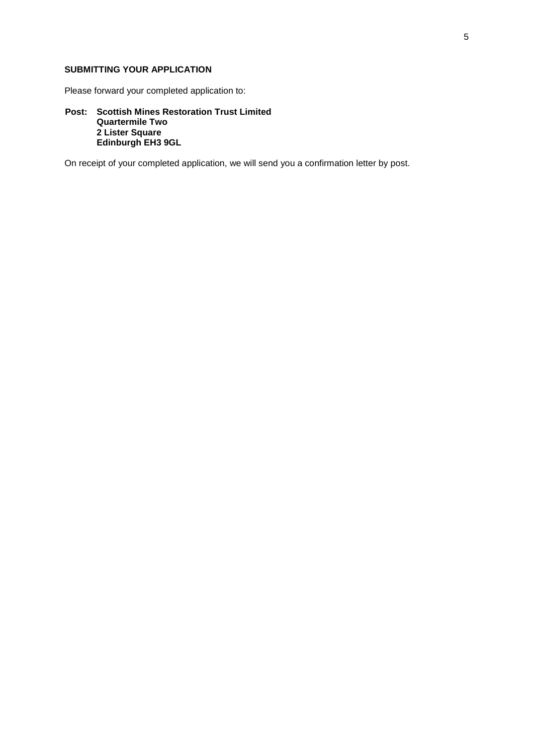**SUBMITTING YOUR APPLICATION**

Please forward your completed application to:

**Post: Scottish Mines Restoration Trust Limited**
**Quartermile Two**
**2 Lister Square**
**Edinburgh EH3 9GL**

On receipt of your completed application, we will send you a confirmation letter by post.